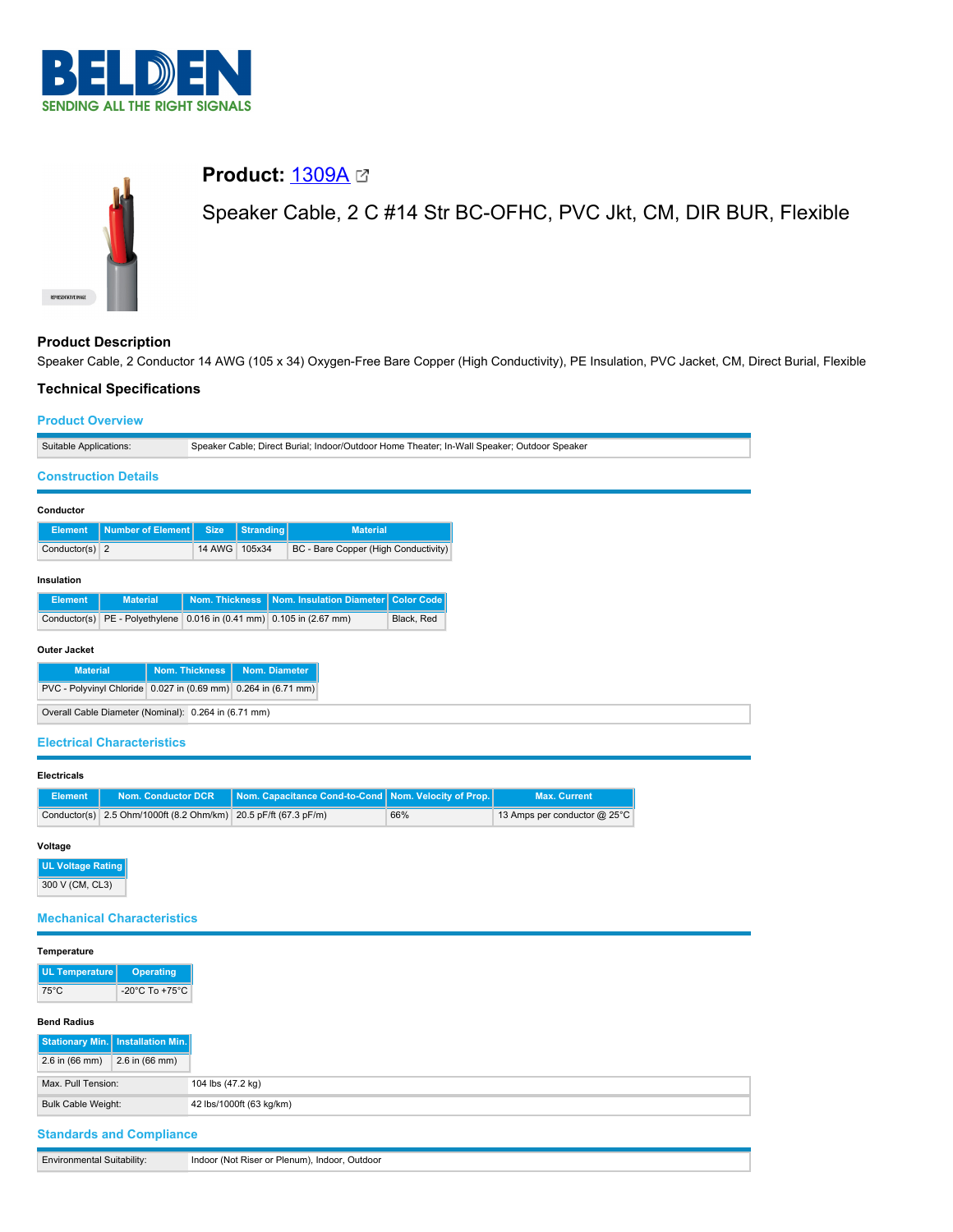# BELDEN

SENDING ALL THE RIGHT SIGNALS

## Product: 1309A

Speaker Cable, 2 C #14 Str BC-OFHC, PVC Jkt, CM, DIR BUR, Flexible

### Product Description

Speaker Cable, 2 Conductor 14 AWG (105 x 34) Oxygen-Free Bare Copper (High Conductivity), PE Insulation, PVC Jacket, CM, Direct Burial, Flexible

### Technical Specifications

#### Product Overview

| | |
|---|---|
| Suitable Applications: | Speaker Cable; Direct Burial; Indoor/Outdoor Home Theater; In-Wall Speaker; Outdoor Speaker |

#### Construction Details

**Conductor**

| Element | Number of Element | Size | Stranding | Material |
|---|---|---|---|---|
| Conductor(s) | 2 | 14 AWG | 105x34 | BC - Bare Copper (High Conductivity) |

**Insulation**

| Element | Material | Nom. Thickness | Nom. Insulation Diameter | Color Code |
|---|---|---|---|---|
| Conductor(s) | PE - Polyethylene | 0.016 in (0.41 mm) | 0.105 in (2.67 mm) | Black, Red |

**Outer Jacket**

| Material | Nom. Thickness | Nom. Diameter |
|---|---|---|
| PVC - Polyvinyl Chloride | 0.027 in (0.69 mm) | 0.264 in (6.71 mm) |

| | |
|---|---|
| Overall Cable Diameter (Nominal): | 0.264 in (6.71 mm) |

#### Electrical Characteristics

**Electricals**

| Element | Nom. Conductor DCR | Nom. Capacitance Cond-to-Cond | Nom. Velocity of Prop. | Max. Current |
|---|---|---|---|---|
| Conductor(s) | 2.5 Ohm/1000ft (8.2 Ohm/km) | 20.5 pF/ft (67.3 pF/m) | 66% | 13 Amps per conductor @ 25°C |

**Voltage**

| UL Voltage Rating |
|---|
| 300 V (CM, CL3) |

#### Mechanical Characteristics

**Temperature**

| UL Temperature | Operating |
|---|---|
| 75°C | -20°C To +75°C |

**Bend Radius**

| Stationary Min. | Installation Min. |
|---|---|
| 2.6 in (66 mm) | 2.6 in (66 mm) |

| | |
|---|---|
| Max. Pull Tension: | 104 lbs (47.2 kg) |
| Bulk Cable Weight: | 42 lbs/1000ft (63 kg/km) |

#### Standards and Compliance

| | |
|---|---|
| Environmental Suitability: | Indoor (Not Riser or Plenum), Indoor, Outdoor |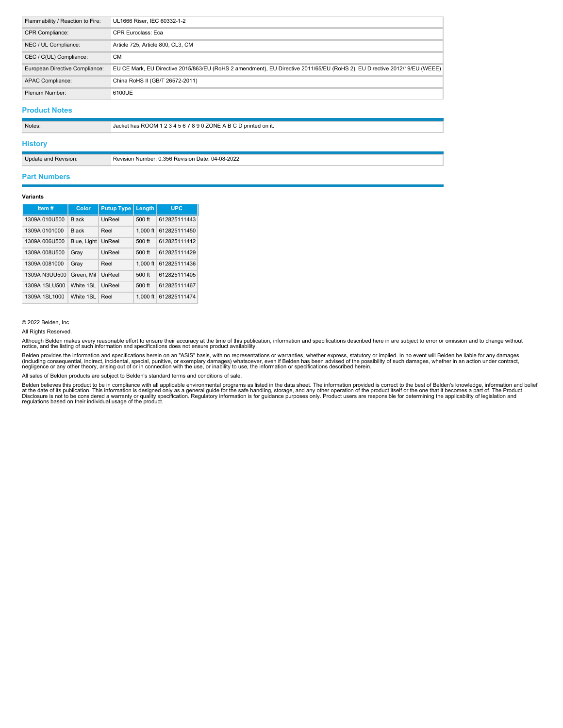| | |
|---|---|
| Flammability / Reaction to Fire: | UL1666 Riser, IEC 60332-1-2 |
| CPR Compliance: | CPR Euroclass: Eca |
| NEC / UL Compliance: | Article 725, Article 800, CL3, CM |
| CEC / C(UL) Compliance: | CM |
| European Directive Compliance: | EU CE Mark, EU Directive 2015/863/EU (RoHS 2 amendment), EU Directive 2011/65/EU (RoHS 2), EU Directive 2012/19/EU (WEEE) |
| APAC Compliance: | China RoHS II (GB/T 26572-2011) |
| Plenum Number: | 6100UE |

## Product Notes

| | |
|---|---|
| Notes: | Jacket has ROOM 1 2 3 4 5 6 7 8 9 0 ZONE A B C D printed on it. |

## History

| | |
|---|---|
| Update and Revision: | Revision Number: 0.356 Revision Date: 04-08-2022 |

## Part Numbers

**Variants**

| Item # | Color | Putup Type | Length | UPC |
|---|---|---|---|---|
| 1309A 010U500 | Black | UnReel | 500 ft | 612825111443 |
| 1309A 0101000 | Black | Reel | 1,000 ft | 612825111450 |
| 1309A 006U500 | Blue, Light | UnReel | 500 ft | 612825111412 |
| 1309A 008U500 | Gray | UnReel | 500 ft | 612825111429 |
| 1309A 0081000 | Gray | Reel | 1,000 ft | 612825111436 |
| 1309A N3UU500 | Green, Mil | UnReel | 500 ft | 612825111405 |
| 1309A 1SLU500 | White 1SL | UnReel | 500 ft | 612825111467 |
| 1309A 1SL1000 | White 1SL | Reel | 1,000 ft | 612825111474 |

© 2022 Belden, Inc

All Rights Reserved.

Although Belden makes every reasonable effort to ensure their accuracy at the time of this publication, information and specifications described here in are subject to error or omission and to change without notice, and the listing of such information and specifications does not ensure product availability.

Belden provides the information and specifications herein on an "ASIS" basis, with no representations or warranties, whether express, statutory or implied. In no event will Belden be liable for any damages (including consequential, indirect, incidental, special, punitive, or exemplary damages) whatsoever, even if Belden has been advised of the possibility of such damages, whether in an action under contract, negligence or any other theory, arising out of or in connection with the use, or inability to use, the information or specifications described herein.

All sales of Belden products are subject to Belden's standard terms and conditions of sale.

Belden believes this product to be in compliance with all applicable environmental programs as listed in the data sheet. The information provided is correct to the best of Belden's knowledge, information and belief at the date of its publication. This information is designed only as a general guide for the safe handling, storage, and any other operation of the product itself or the one that it becomes a part of. The Product Disclosure is not to be considered a warranty or quality specification. Regulatory information is for guidance purposes only. Product users are responsible for determining the applicability of legislation and regulations based on their individual usage of the product.